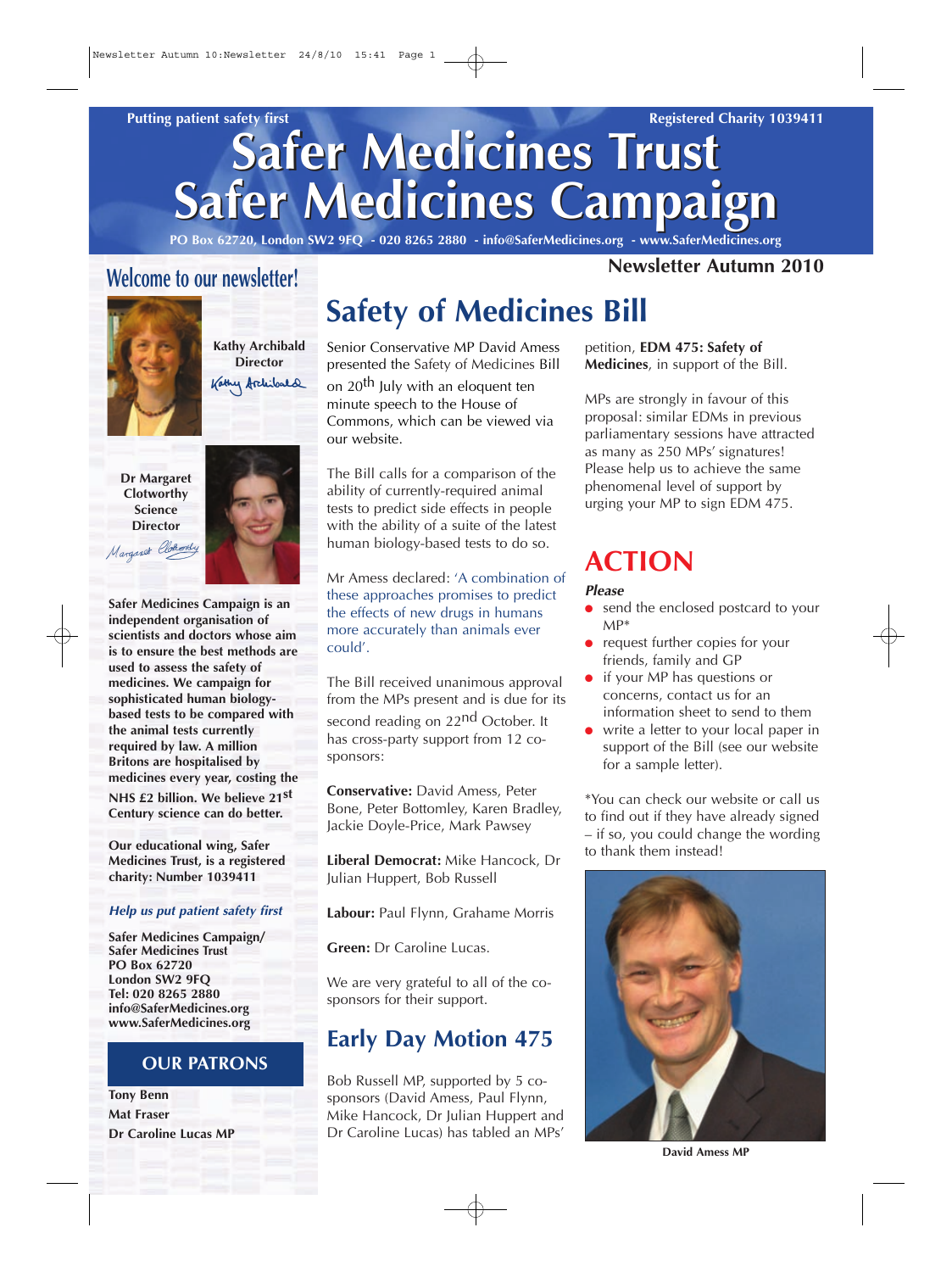Putting patient safety first

Registered Charity 1039411

# Safer Medicines Trust
# Safer Medicines Campaign

PO Box 62720, London SW2 9FQ - 020 8265 2880 - info@SaferMedicines.org - www.SaferMedicines.org

**Newsletter Autumn 2010**

## Welcome to our newsletter!

**Kathy Archibald**
**Director**

**Dr Margaret Clotworthy**
**Science Director**

**Safer Medicines Campaign is an independent organisation of scientists and doctors whose aim is to ensure the best methods are used to assess the safety of medicines. We campaign for sophisticated human biology-based tests to be compared with the animal tests currently required by law. A million Britons are hospitalised by medicines every year, costing the NHS £2 billion. We believe 21st Century science can do better.**

**Our educational wing, Safer Medicines Trust, is a registered charity: Number 1039411**

***Help us put patient safety first***

**Safer Medicines Campaign/**
**Safer Medicines Trust**
**PO Box 62720**
**London SW2 9FQ**
**Tel: 020 8265 2880**
**info@SaferMedicines.org**
**www.SaferMedicines.org**

### OUR PATRONS

**Tony Benn**
**Mat Fraser**
**Dr Caroline Lucas MP**

# Safety of Medicines Bill

Senior Conservative MP David Amess presented the Safety of Medicines Bill on 20th July with an eloquent ten minute speech to the House of Commons, which can be viewed via our website.

The Bill calls for a comparison of the ability of currently-required animal tests to predict side effects in people with the ability of a suite of the latest human biology-based tests to do so.

Mr Amess declared: 'A combination of these approaches promises to predict the effects of new drugs in humans more accurately than animals ever could'.

The Bill received unanimous approval from the MPs present and is due for its second reading on 22nd October. It has cross-party support from 12 co-sponsors:

**Conservative:** David Amess, Peter Bone, Peter Bottomley, Karen Bradley, Jackie Doyle-Price, Mark Pawsey

**Liberal Democrat:** Mike Hancock, Dr Julian Huppert, Bob Russell

**Labour:** Paul Flynn, Grahame Morris

**Green:** Dr Caroline Lucas.

We are very grateful to all of the co-sponsors for their support.

## Early Day Motion 475

Bob Russell MP, supported by 5 co-sponsors (David Amess, Paul Flynn, Mike Hancock, Dr Julian Huppert and Dr Caroline Lucas) has tabled an MPs' petition, **EDM 475: Safety of Medicines**, in support of the Bill.

MPs are strongly in favour of this proposal: similar EDMs in previous parliamentary sessions have attracted as many as 250 MPs' signatures! Please help us to achieve the same phenomenal level of support by urging your MP to sign EDM 475.

## ACTION

***Please***

- send the enclosed postcard to your MP*
- request further copies for your friends, family and GP
- if your MP has questions or concerns, contact us for an information sheet to send to them
- write a letter to your local paper in support of the Bill (see our website for a sample letter).

*You can check our website or call us to find out if they have already signed – if so, you could change the wording to thank them instead!

**David Amess MP**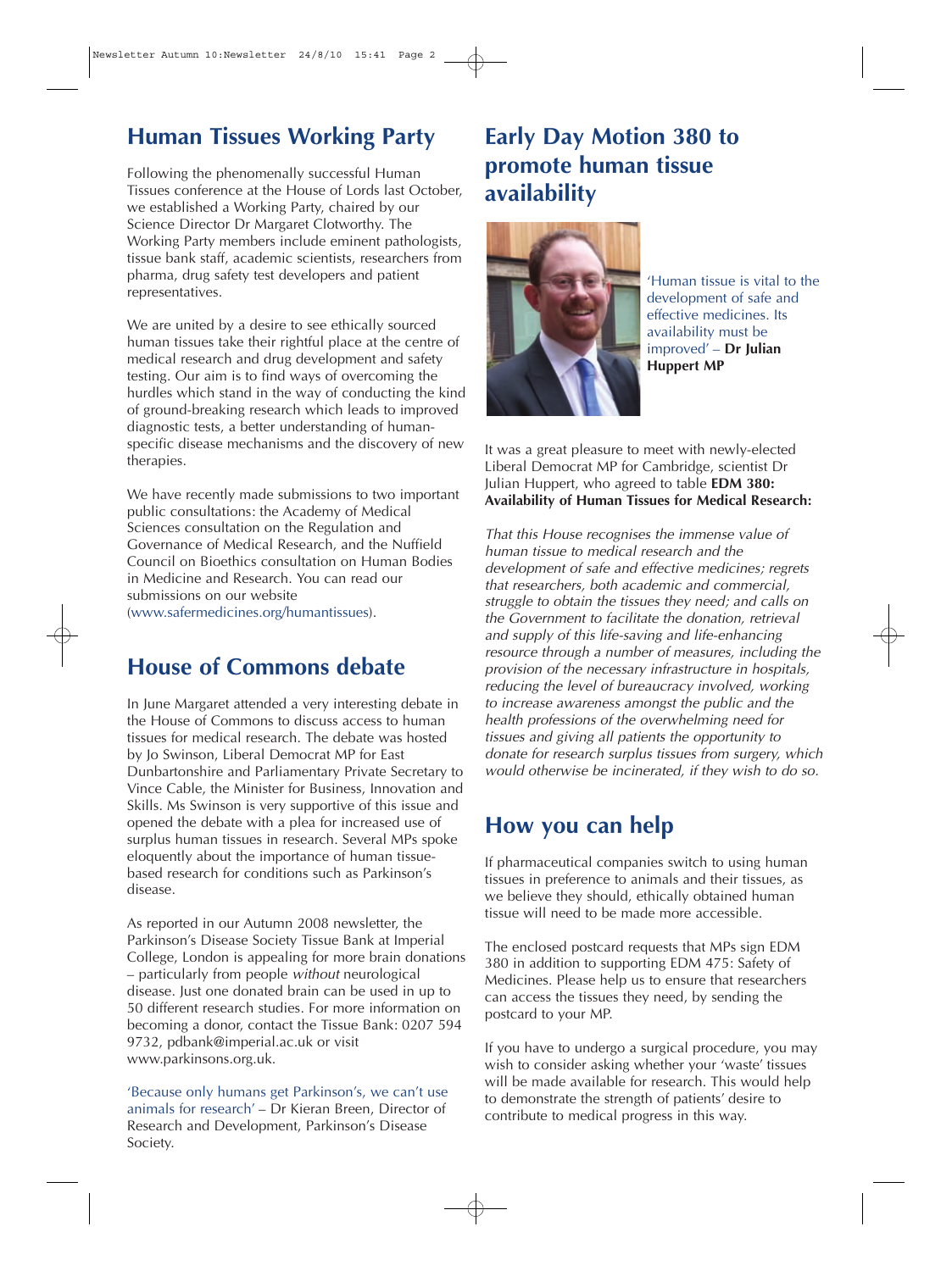## Human Tissues Working Party

Following the phenomenally successful Human Tissues conference at the House of Lords last October, we established a Working Party, chaired by our Science Director Dr Margaret Clotworthy. The Working Party members include eminent pathologists, tissue bank staff, academic scientists, researchers from pharma, drug safety test developers and patient representatives.

We are united by a desire to see ethically sourced human tissues take their rightful place at the centre of medical research and drug development and safety testing. Our aim is to find ways of overcoming the hurdles which stand in the way of conducting the kind of ground-breaking research which leads to improved diagnostic tests, a better understanding of human-specific disease mechanisms and the discovery of new therapies.

We have recently made submissions to two important public consultations: the Academy of Medical Sciences consultation on the Regulation and Governance of Medical Research, and the Nuffield Council on Bioethics consultation on Human Bodies in Medicine and Research. You can read our submissions on our website (www.safermedicines.org/humantissues).

## House of Commons debate

In June Margaret attended a very interesting debate in the House of Commons to discuss access to human tissues for medical research. The debate was hosted by Jo Swinson, Liberal Democrat MP for East Dunbartonshire and Parliamentary Private Secretary to Vince Cable, the Minister for Business, Innovation and Skills. Ms Swinson is very supportive of this issue and opened the debate with a plea for increased use of surplus human tissues in research. Several MPs spoke eloquently about the importance of human tissue-based research for conditions such as Parkinson's disease.

As reported in our Autumn 2008 newsletter, the Parkinson's Disease Society Tissue Bank at Imperial College, London is appealing for more brain donations – particularly from people *without* neurological disease. Just one donated brain can be used in up to 50 different research studies. For more information on becoming a donor, contact the Tissue Bank: 0207 594 9732, pdbank@imperial.ac.uk or visit www.parkinsons.org.uk.

'Because only humans get Parkinson's, we can't use animals for research' – Dr Kieran Breen, Director of Research and Development, Parkinson's Disease Society.

## Early Day Motion 380 to promote human tissue availability

'Human tissue is vital to the development of safe and effective medicines. Its availability must be improved' – **Dr Julian Huppert MP**

It was a great pleasure to meet with newly-elected Liberal Democrat MP for Cambridge, scientist Dr Julian Huppert, who agreed to table **EDM 380: Availability of Human Tissues for Medical Research:**

*That this House recognises the immense value of human tissue to medical research and the development of safe and effective medicines; regrets that researchers, both academic and commercial, struggle to obtain the tissues they need; and calls on the Government to facilitate the donation, retrieval and supply of this life-saving and life-enhancing resource through a number of measures, including the provision of the necessary infrastructure in hospitals, reducing the level of bureaucracy involved, working to increase awareness amongst the public and the health professions of the overwhelming need for tissues and giving all patients the opportunity to donate for research surplus tissues from surgery, which would otherwise be incinerated, if they wish to do so.*

## How you can help

If pharmaceutical companies switch to using human tissues in preference to animals and their tissues, as we believe they should, ethically obtained human tissue will need to be made more accessible.

The enclosed postcard requests that MPs sign EDM 380 in addition to supporting EDM 475: Safety of Medicines. Please help us to ensure that researchers can access the tissues they need, by sending the postcard to your MP.

If you have to undergo a surgical procedure, you may wish to consider asking whether your 'waste' tissues will be made available for research. This would help to demonstrate the strength of patients' desire to contribute to medical progress in this way.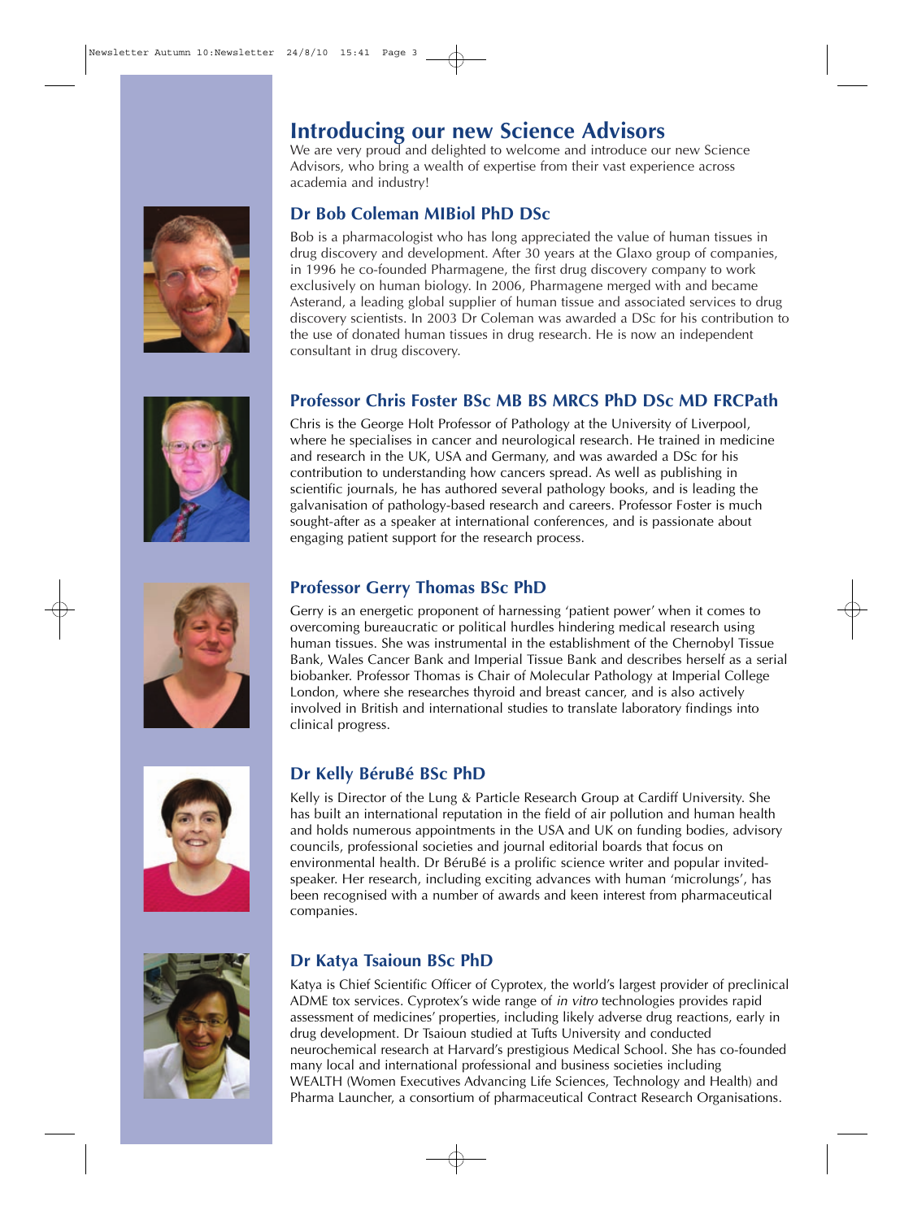# Introducing our new Science Advisors

We are very proud and delighted to welcome and introduce our new Science Advisors, who bring a wealth of expertise from their vast experience across academia and industry!

## Dr Bob Coleman MIBiol PhD DSc

Bob is a pharmacologist who has long appreciated the value of human tissues in drug discovery and development. After 30 years at the Glaxo group of companies, in 1996 he co-founded Pharmagene, the first drug discovery company to work exclusively on human biology. In 2006, Pharmagene merged with and became Asterand, a leading global supplier of human tissue and associated services to drug discovery scientists. In 2003 Dr Coleman was awarded a DSc for his contribution to the use of donated human tissues in drug research. He is now an independent consultant in drug discovery.

## Professor Chris Foster BSc MB BS MRCS PhD DSc MD FRCPath

Chris is the George Holt Professor of Pathology at the University of Liverpool, where he specialises in cancer and neurological research. He trained in medicine and research in the UK, USA and Germany, and was awarded a DSc for his contribution to understanding how cancers spread. As well as publishing in scientific journals, he has authored several pathology books, and is leading the galvanisation of pathology-based research and careers. Professor Foster is much sought-after as a speaker at international conferences, and is passionate about engaging patient support for the research process.

## Professor Gerry Thomas BSc PhD

Gerry is an energetic proponent of harnessing 'patient power' when it comes to overcoming bureaucratic or political hurdles hindering medical research using human tissues. She was instrumental in the establishment of the Chernobyl Tissue Bank, Wales Cancer Bank and Imperial Tissue Bank and describes herself as a serial biobanker. Professor Thomas is Chair of Molecular Pathology at Imperial College London, where she researches thyroid and breast cancer, and is also actively involved in British and international studies to translate laboratory findings into clinical progress.

## Dr Kelly BéruBé BSc PhD

Kelly is Director of the Lung & Particle Research Group at Cardiff University. She has built an international reputation in the field of air pollution and human health and holds numerous appointments in the USA and UK on funding bodies, advisory councils, professional societies and journal editorial boards that focus on environmental health. Dr BéruBé is a prolific science writer and popular invited-speaker. Her research, including exciting advances with human 'microlungs', has been recognised with a number of awards and keen interest from pharmaceutical companies.

## Dr Katya Tsaioun BSc PhD

Katya is Chief Scientific Officer of Cyprotex, the world's largest provider of preclinical ADME tox services. Cyprotex's wide range of *in vitro* technologies provides rapid assessment of medicines' properties, including likely adverse drug reactions, early in drug development. Dr Tsaioun studied at Tufts University and conducted neurochemical research at Harvard's prestigious Medical School. She has co-founded many local and international professional and business societies including WEALTH (Women Executives Advancing Life Sciences, Technology and Health) and Pharma Launcher, a consortium of pharmaceutical Contract Research Organisations.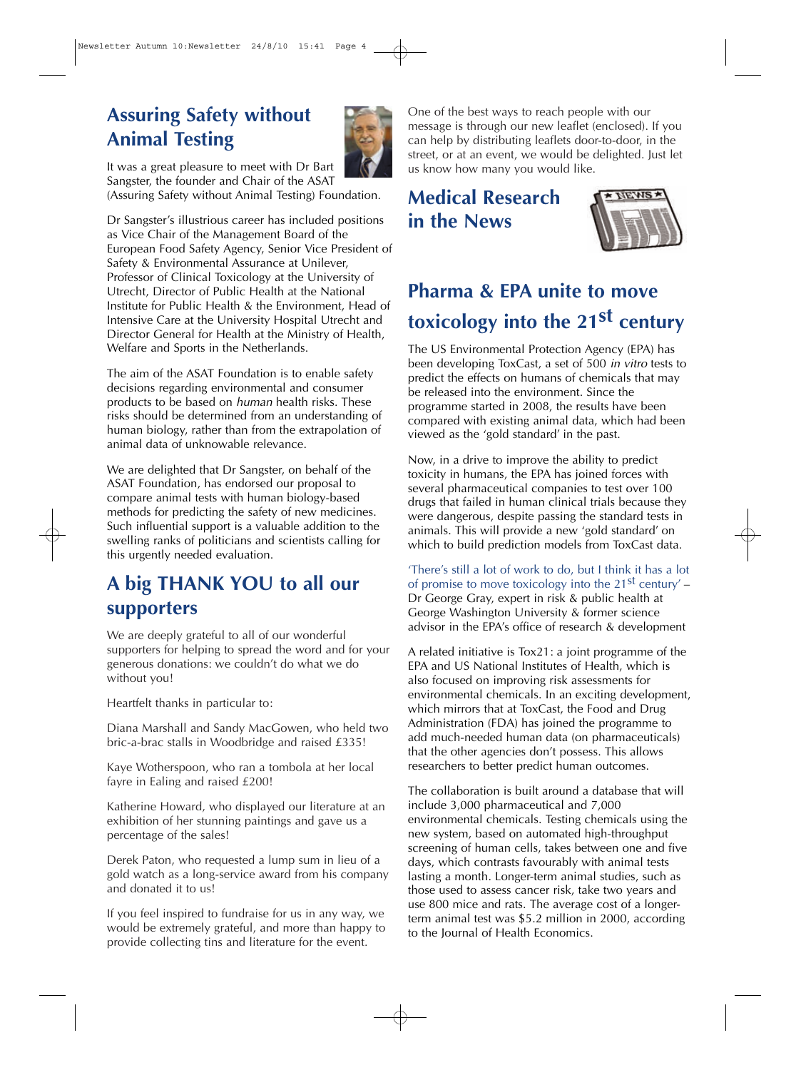## Assuring Safety without Animal Testing

It was a great pleasure to meet with Dr Bart Sangster, the founder and Chair of the ASAT (Assuring Safety without Animal Testing) Foundation.

Dr Sangster's illustrious career has included positions as Vice Chair of the Management Board of the European Food Safety Agency, Senior Vice President of Safety & Environmental Assurance at Unilever, Professor of Clinical Toxicology at the University of Utrecht, Director of Public Health at the National Institute for Public Health & the Environment, Head of Intensive Care at the University Hospital Utrecht and Director General for Health at the Ministry of Health, Welfare and Sports in the Netherlands.

The aim of the ASAT Foundation is to enable safety decisions regarding environmental and consumer products to be based on *human* health risks. These risks should be determined from an understanding of human biology, rather than from the extrapolation of animal data of unknowable relevance.

We are delighted that Dr Sangster, on behalf of the ASAT Foundation, has endorsed our proposal to compare animal tests with human biology-based methods for predicting the safety of new medicines. Such influential support is a valuable addition to the swelling ranks of politicians and scientists calling for this urgently needed evaluation.

## A big THANK YOU to all our supporters

We are deeply grateful to all of our wonderful supporters for helping to spread the word and for your generous donations: we couldn't do what we do without you!

Heartfelt thanks in particular to:

Diana Marshall and Sandy MacGowen, who held two bric-a-brac stalls in Woodbridge and raised £335!

Kaye Wotherspoon, who ran a tombola at her local fayre in Ealing and raised £200!

Katherine Howard, who displayed our literature at an exhibition of her stunning paintings and gave us a percentage of the sales!

Derek Paton, who requested a lump sum in lieu of a gold watch as a long-service award from his company and donated it to us!

If you feel inspired to fundraise for us in any way, we would be extremely grateful, and more than happy to provide collecting tins and literature for the event.

One of the best ways to reach people with our message is through our new leaflet (enclosed). If you can help by distributing leaflets door-to-door, in the street, or at an event, we would be delighted. Just let us know how many you would like.

## Medical Research in the News

### Pharma & EPA unite to move toxicology into the 21st century

The US Environmental Protection Agency (EPA) has been developing ToxCast, a set of 500 *in vitro* tests to predict the effects on humans of chemicals that may be released into the environment. Since the programme started in 2008, the results have been compared with existing animal data, which had been viewed as the 'gold standard' in the past.

Now, in a drive to improve the ability to predict toxicity in humans, the EPA has joined forces with several pharmaceutical companies to test over 100 drugs that failed in human clinical trials because they were dangerous, despite passing the standard tests in animals. This will provide a new 'gold standard' on which to build prediction models from ToxCast data.

'There's still a lot of work to do, but I think it has a lot of promise to move toxicology into the 21st century' – Dr George Gray, expert in risk & public health at George Washington University & former science advisor in the EPA's office of research & development

A related initiative is Tox21: a joint programme of the EPA and US National Institutes of Health, which is also focused on improving risk assessments for environmental chemicals. In an exciting development, which mirrors that at ToxCast, the Food and Drug Administration (FDA) has joined the programme to add much-needed human data (on pharmaceuticals) that the other agencies don't possess. This allows researchers to better predict human outcomes.

The collaboration is built around a database that will include 3,000 pharmaceutical and 7,000 environmental chemicals. Testing chemicals using the new system, based on automated high-throughput screening of human cells, takes between one and five days, which contrasts favourably with animal tests lasting a month. Longer-term animal studies, such as those used to assess cancer risk, take two years and use 800 mice and rats. The average cost of a longer-term animal test was $5.2 million in 2000, according to the Journal of Health Economics.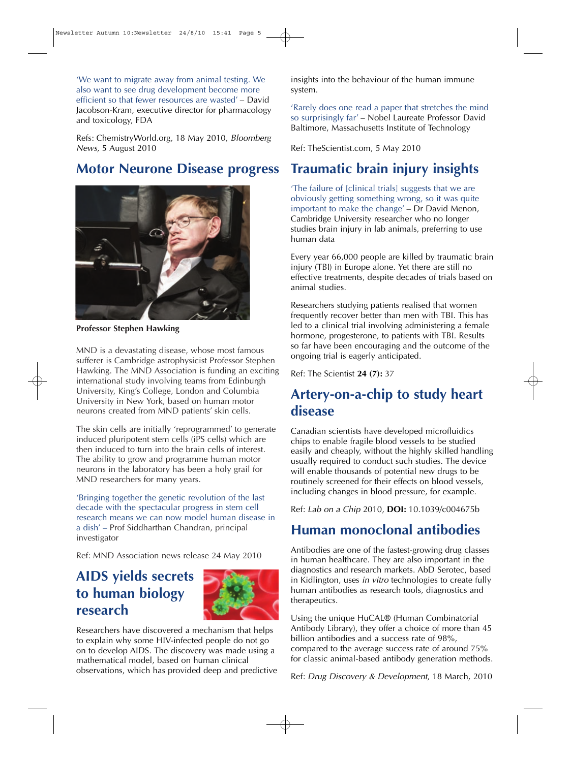'We want to migrate away from animal testing. We also want to see drug development become more efficient so that fewer resources are wasted' – David Jacobson-Kram, executive director for pharmacology and toxicology, FDA

Refs: ChemistryWorld.org, 18 May 2010, *Bloomberg News,* 5 August 2010

## Motor Neurone Disease progress

**Professor Stephen Hawking**

MND is a devastating disease, whose most famous sufferer is Cambridge astrophysicist Professor Stephen Hawking. The MND Association is funding an exciting international study involving teams from Edinburgh University, King's College, London and Columbia University in New York, based on human motor neurons created from MND patients' skin cells.

The skin cells are initially 'reprogrammed' to generate induced pluripotent stem cells (iPS cells) which are then induced to turn into the brain cells of interest. The ability to grow and programme human motor neurons in the laboratory has been a holy grail for MND researchers for many years.

'Bringing together the genetic revolution of the last decade with the spectacular progress in stem cell research means we can now model human disease in a dish' – Prof Siddharthan Chandran, principal investigator

Ref: MND Association news release 24 May 2010

## AIDS yields secrets to human biology research

Researchers have discovered a mechanism that helps to explain why some HIV-infected people do not go on to develop AIDS. The discovery was made using a mathematical model, based on human clinical observations, which has provided deep and predictive insights into the behaviour of the human immune system.

'Rarely does one read a paper that stretches the mind so surprisingly far' – Nobel Laureate Professor David Baltimore, Massachusetts Institute of Technology

Ref: TheScientist.com, 5 May 2010

## Traumatic brain injury insights

'The failure of [clinical trials] suggests that we are obviously getting something wrong, so it was quite important to make the change' – Dr David Menon, Cambridge University researcher who no longer studies brain injury in lab animals, preferring to use human data

Every year 66,000 people are killed by traumatic brain injury (TBI) in Europe alone. Yet there are still no effective treatments, despite decades of trials based on animal studies.

Researchers studying patients realised that women frequently recover better than men with TBI. This has led to a clinical trial involving administering a female hormone, progesterone, to patients with TBI. Results so far have been encouraging and the outcome of the ongoing trial is eagerly anticipated.

Ref: The Scientist **24 (7):** 37

## Artery-on-a-chip to study heart disease

Canadian scientists have developed microfluidics chips to enable fragile blood vessels to be studied easily and cheaply, without the highly skilled handling usually required to conduct such studies. The device will enable thousands of potential new drugs to be routinely screened for their effects on blood vessels, including changes in blood pressure, for example.

Ref: *Lab on a Chip* 2010, **DOI:** 10.1039/c004675b

## Human monoclonal antibodies

Antibodies are one of the fastest-growing drug classes in human healthcare. They are also important in the diagnostics and research markets. AbD Serotec, based in Kidlington, uses *in vitro* technologies to create fully human antibodies as research tools, diagnostics and therapeutics.

Using the unique HuCAL® (Human Combinatorial Antibody Library), they offer a choice of more than 45 billion antibodies and a success rate of 98%, compared to the average success rate of around 75% for classic animal-based antibody generation methods.

Ref: *Drug Discovery & Development*, 18 March, 2010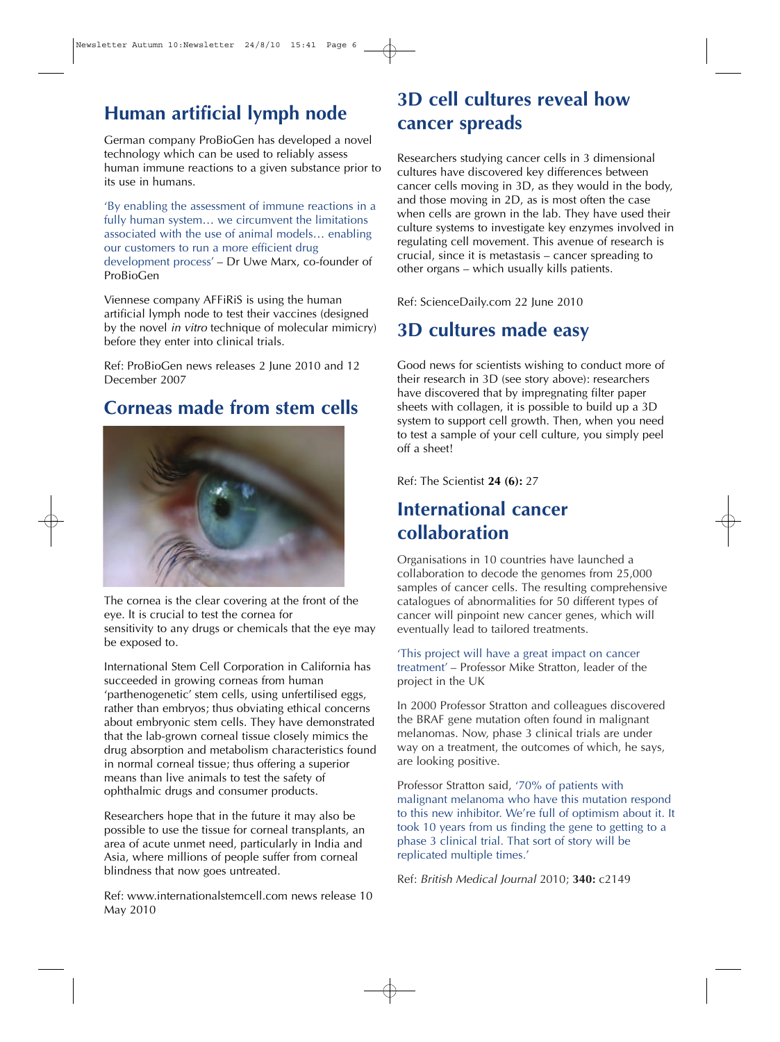## Human artificial lymph node

German company ProBioGen has developed a novel technology which can be used to reliably assess human immune reactions to a given substance prior to its use in humans.

'By enabling the assessment of immune reactions in a fully human system… we circumvent the limitations associated with the use of animal models… enabling our customers to run a more efficient drug development process' – Dr Uwe Marx, co-founder of ProBioGen

Viennese company AFFiRiS is using the human artificial lymph node to test their vaccines (designed by the novel *in vitro* technique of molecular mimicry) before they enter into clinical trials.

Ref: ProBioGen news releases 2 June 2010 and 12 December 2007

## Corneas made from stem cells

The cornea is the clear covering at the front of the eye. It is crucial to test the cornea for sensitivity to any drugs or chemicals that the eye may be exposed to.

International Stem Cell Corporation in California has succeeded in growing corneas from human 'parthenogenetic' stem cells, using unfertilised eggs, rather than embryos; thus obviating ethical concerns about embryonic stem cells. They have demonstrated that the lab-grown corneal tissue closely mimics the drug absorption and metabolism characteristics found in normal corneal tissue; thus offering a superior means than live animals to test the safety of ophthalmic drugs and consumer products.

Researchers hope that in the future it may also be possible to use the tissue for corneal transplants, an area of acute unmet need, particularly in India and Asia, where millions of people suffer from corneal blindness that now goes untreated.

Ref: www.internationalstemcell.com news release 10 May 2010

## 3D cell cultures reveal how cancer spreads

Researchers studying cancer cells in 3 dimensional cultures have discovered key differences between cancer cells moving in 3D, as they would in the body, and those moving in 2D, as is most often the case when cells are grown in the lab. They have used their culture systems to investigate key enzymes involved in regulating cell movement. This avenue of research is crucial, since it is metastasis – cancer spreading to other organs – which usually kills patients.

Ref: ScienceDaily.com 22 June 2010

## 3D cultures made easy

Good news for scientists wishing to conduct more of their research in 3D (see story above): researchers have discovered that by impregnating filter paper sheets with collagen, it is possible to build up a 3D system to support cell growth. Then, when you need to test a sample of your cell culture, you simply peel off a sheet!

Ref: The Scientist **24 (6):** 27

## International cancer collaboration

Organisations in 10 countries have launched a collaboration to decode the genomes from 25,000 samples of cancer cells. The resulting comprehensive catalogues of abnormalities for 50 different types of cancer will pinpoint new cancer genes, which will eventually lead to tailored treatments.

'This project will have a great impact on cancer treatment' – Professor Mike Stratton, leader of the project in the UK

In 2000 Professor Stratton and colleagues discovered the BRAF gene mutation often found in malignant melanomas. Now, phase 3 clinical trials are under way on a treatment, the outcomes of which, he says, are looking positive.

Professor Stratton said, '70% of patients with malignant melanoma who have this mutation respond to this new inhibitor. We're full of optimism about it. It took 10 years from us finding the gene to getting to a phase 3 clinical trial. That sort of story will be replicated multiple times.'

Ref: *British Medical Journal* 2010; **340:** c2149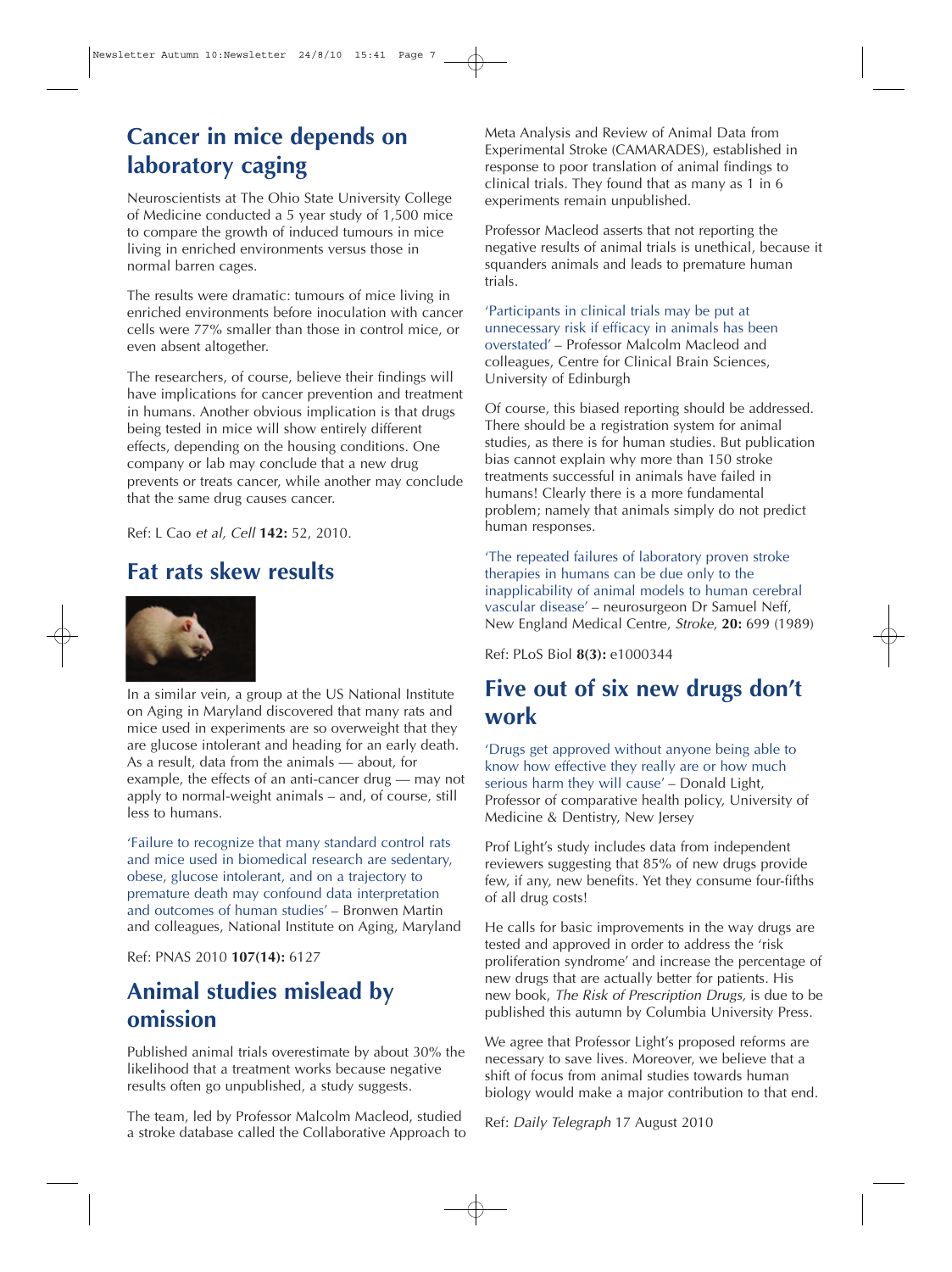## Cancer in mice depends on laboratory caging

Neuroscientists at The Ohio State University College of Medicine conducted a 5 year study of 1,500 mice to compare the growth of induced tumours in mice living in enriched environments versus those in normal barren cages.

The results were dramatic: tumours of mice living in enriched environments before inoculation with cancer cells were 77% smaller than those in control mice, or even absent altogether.

The researchers, of course, believe their findings will have implications for cancer prevention and treatment in humans. Another obvious implication is that drugs being tested in mice will show entirely different effects, depending on the housing conditions. One company or lab may conclude that a new drug prevents or treats cancer, while another may conclude that the same drug causes cancer.

Ref: L Cao *et al, Cell* **142:** 52, 2010.

## Fat rats skew results

In a similar vein, a group at the US National Institute on Aging in Maryland discovered that many rats and mice used in experiments are so overweight that they are glucose intolerant and heading for an early death. As a result, data from the animals — about, for example, the effects of an anti-cancer drug — may not apply to normal-weight animals – and, of course, still less to humans.

'Failure to recognize that many standard control rats and mice used in biomedical research are sedentary, obese, glucose intolerant, and on a trajectory to premature death may confound data interpretation and outcomes of human studies' – Bronwen Martin and colleagues, National Institute on Aging, Maryland

Ref: PNAS 2010 **107(14):** 6127

## Animal studies mislead by omission

Published animal trials overestimate by about 30% the likelihood that a treatment works because negative results often go unpublished, a study suggests.

The team, led by Professor Malcolm Macleod, studied a stroke database called the Collaborative Approach to Meta Analysis and Review of Animal Data from Experimental Stroke (CAMARADES), established in response to poor translation of animal findings to clinical trials. They found that as many as 1 in 6 experiments remain unpublished.

Professor Macleod asserts that not reporting the negative results of animal trials is unethical, because it squanders animals and leads to premature human trials.

'Participants in clinical trials may be put at unnecessary risk if efficacy in animals has been overstated' – Professor Malcolm Macleod and colleagues, Centre for Clinical Brain Sciences, University of Edinburgh

Of course, this biased reporting should be addressed. There should be a registration system for animal studies, as there is for human studies. But publication bias cannot explain why more than 150 stroke treatments successful in animals have failed in humans! Clearly there is a more fundamental problem; namely that animals simply do not predict human responses.

'The repeated failures of laboratory proven stroke therapies in humans can be due only to the inapplicability of animal models to human cerebral vascular disease' – neurosurgeon Dr Samuel Neff, New England Medical Centre, *Stroke*, **20:** 699 (1989)

Ref: PLoS Biol **8(3):** e1000344

## Five out of six new drugs don't work

'Drugs get approved without anyone being able to know how effective they really are or how much serious harm they will cause' – Donald Light, Professor of comparative health policy, University of Medicine & Dentistry, New Jersey

Prof Light's study includes data from independent reviewers suggesting that 85% of new drugs provide few, if any, new benefits. Yet they consume four-fifths of all drug costs!

He calls for basic improvements in the way drugs are tested and approved in order to address the 'risk proliferation syndrome' and increase the percentage of new drugs that are actually better for patients. His new book, *The Risk of Prescription Drugs,* is due to be published this autumn by Columbia University Press.

We agree that Professor Light's proposed reforms are necessary to save lives. Moreover, we believe that a shift of focus from animal studies towards human biology would make a major contribution to that end.

Ref: *Daily Telegraph* 17 August 2010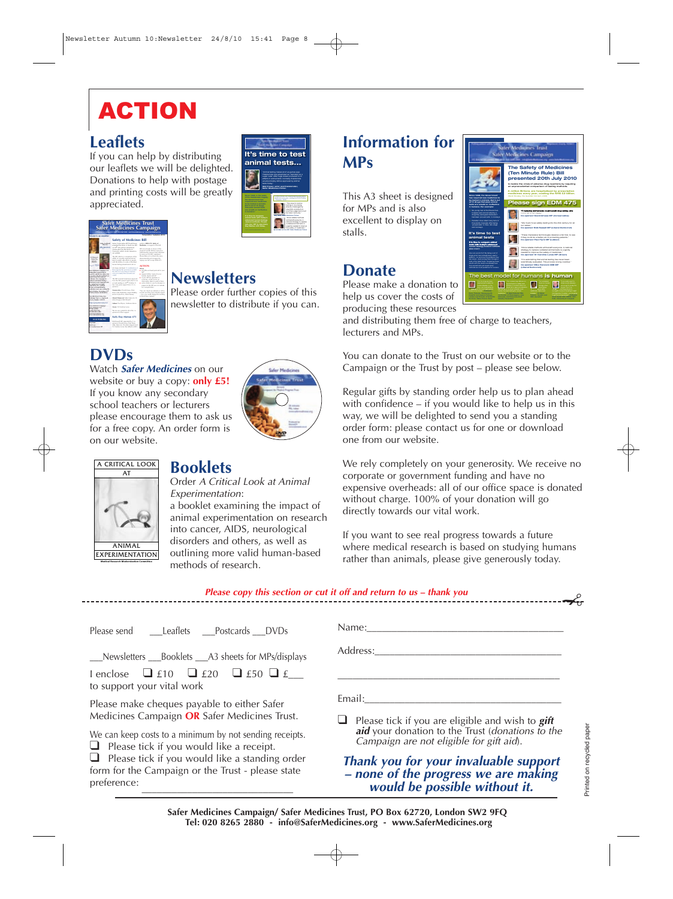# ACTION

## Leaflets

If you can help by distributing our leaflets we will be delighted. Donations to help with postage and printing costs will be greatly appreciated.

## Newsletters

Please order further copies of this newsletter to distribute if you can.

## DVDs

Watch ***Safer Medicines*** on our website or buy a copy: **only £5!** If you know any secondary school teachers or lecturers please encourage them to ask us for a free copy. An order form is on our website.

## Booklets

Order *A Critical Look at Animal Experimentation*: a booklet examining the impact of animal experimentation on research into cancer, AIDS, neurological disorders and others, as well as outlining more valid human-based methods of research.

## Information for MPs

This A3 sheet is designed for MPs and is also excellent to display on stalls.

## Donate

Please make a donation to help us cover the costs of producing these resources and distributing them free of charge to teachers, lecturers and MPs.

You can donate to the Trust on our website or to the Campaign or the Trust by post – please see below.

Regular gifts by standing order help us to plan ahead with confidence – if you would like to help us in this way, we will be delighted to send you a standing order form: please contact us for one or download one from our website.

We rely completely on your generosity. We receive no corporate or government funding and have no expensive overheads: all of our office space is donated without charge. 100% of your donation will go directly towards our vital work.

If you want to see real progress towards a future where medical research is based on studying humans rather than animals, please give generously today.

***Please copy this section or cut it off and return to us – thank you***

Please send \_\_\_Leaflets \_\_\_Postcards \_\_\_DVDs

\_\_\_Newsletters \_\_\_Booklets \_\_\_A3 sheets for MPs/displays

I enclose ❑ £10 ❑ £20 ❑ £50 ❑ £\_\_\_ to support your vital work

Please make cheques payable to either Safer Medicines Campaign **OR** Safer Medicines Trust.

We can keep costs to a minimum by not sending receipts.

❑ Please tick if you would like a receipt.

❑ Please tick if you would like a standing order form for the Campaign or the Trust - please state preference: \_\_\_\_\_\_\_\_\_\_\_\_\_\_\_\_\_\_\_\_\_\_\_\_

Name:\_\_\_\_\_\_\_\_\_\_\_\_\_\_\_\_\_\_\_\_\_\_\_\_\_\_\_\_\_\_\_\_\_\_\_\_

Address:\_\_\_\_\_\_\_\_\_\_\_\_\_\_\_\_\_\_\_\_\_\_\_\_\_\_\_\_\_\_\_\_\_\_

\_\_\_\_\_\_\_\_\_\_\_\_\_\_\_\_\_\_\_\_\_\_\_\_\_\_\_\_\_\_\_\_\_\_\_\_\_\_\_\_\_\_

Email:\_\_\_\_\_\_\_\_\_\_\_\_\_\_\_\_\_\_\_\_\_\_\_\_\_\_\_\_\_\_\_\_\_\_\_\_

❑ Please tick if you are eligible and wish to ***gift aid*** your donation to the Trust (*donations to the Campaign are not eligible for gift aid*).

***Thank you for your invaluable support – none of the progress we are making would be possible without it.***

**Safer Medicines Campaign/ Safer Medicines Trust, PO Box 62720, London SW2 9FQ**
**Tel: 020 8265 2880 - info@SaferMedicines.org - www.SaferMedicines.org**

Printed on recycled paper